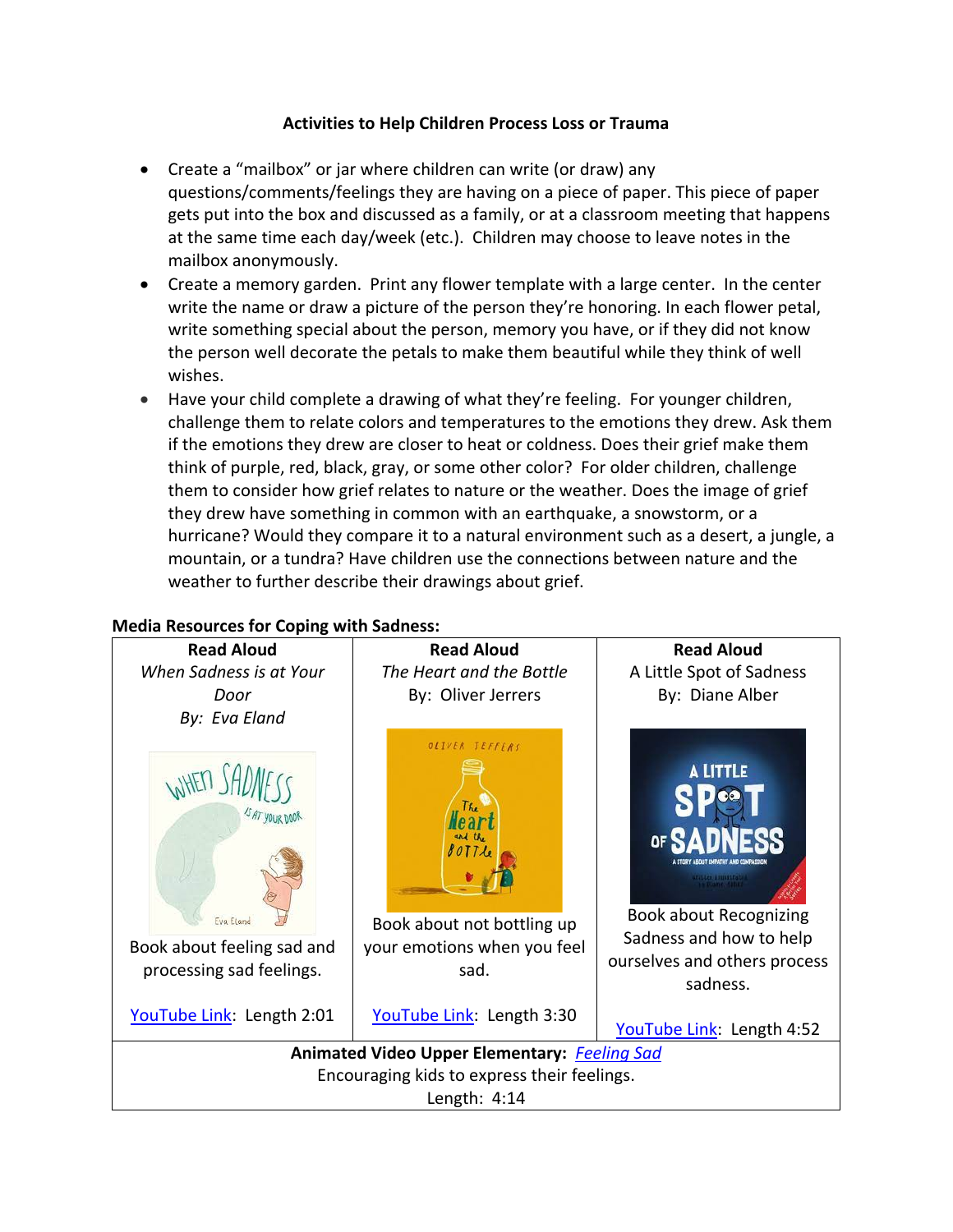**Activities to Help Children Process Loss or Trauma**

- Create a "mailbox" or jar where children can write (or draw) any questions/comments/feelings they are having on a piece of paper. This piece of paper gets put into the box and discussed as a family, or at a classroom meeting that happens at the same time each day/week (etc.). Children may choose to leave notes in the mailbox anonymously.
- Create a memory garden. Print any flower template with a large center. In the center write the name or draw a picture of the person they're honoring. In each flower petal, write something special about the person, memory you have, or if they did not know the person well decorate the petals to make them beautiful while they think of well wishes.
- Have your child complete a drawing of what they're feeling. For younger children, challenge them to relate colors and temperatures to the emotions they drew. Ask them if the emotions they drew are closer to heat or coldness. Does their grief make them think of purple, red, black, gray, or some other color? For older children, challenge them to consider how grief relates to nature or the weather. Does the image of grief they drew have something in common with an earthquake, a snowstorm, or a hurricane? Would they compare it to a natural environment such as a desert, a jungle, a mountain, or a tundra? Have children use the connections between nature and the weather to further describe their drawings about grief.

**Media Resources for Coping with Sadness:**

| **Read Aloud** | **Read Aloud** | **Read Aloud** |
|---|---|---|
| *When Sadness is at Your Door* By: *Eva Eland* | *The Heart and the Bottle* By: Oliver Jerrers | A Little Spot of Sadness By: Diane Alber |
| Book about feeling sad and processing sad feelings. | Book about not bottling up your emotions when you feel sad. | Book about Recognizing Sadness and how to help ourselves and others process sadness. |
| YouTube Link: Length 2:01 | YouTube Link: Length 3:30 | YouTube Link: Length 4:52 |
| **Animated Video Upper Elementary:** *Feeling Sad* Encouraging kids to express their feelings. Length: 4:14 | | |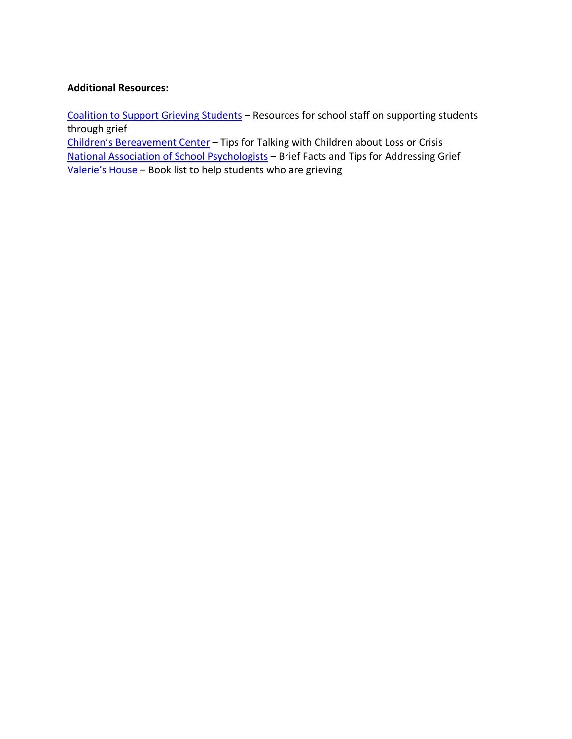**Additional Resources:**

Coalition to Support Grieving Students – Resources for school staff on supporting students through grief
Children's Bereavement Center – Tips for Talking with Children about Loss or Crisis
National Association of School Psychologists – Brief Facts and Tips for Addressing Grief
Valerie's House – Book list to help students who are grieving